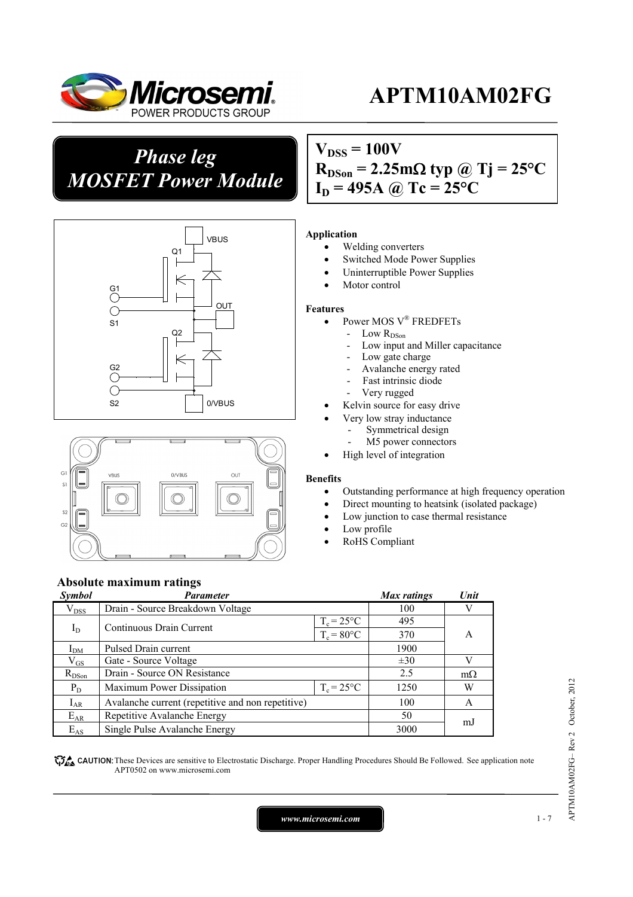# APTM10AM02FG

## *Phase leg MOSFET Power Module*

$V_{DSS}$ = 100V
$R_{DSon}$ = 2.25mΩ typ @ Tj = 25°C
$I_D$ = 495A @ Tc = 25°C

VBUS
Q1
G1
S1
OUT
Q2
G2
S2
0/VBUS

### Application

- Welding converters
- Switched Mode Power Supplies
- Uninterruptible Power Supplies
- Motor control

### Features

- Power MOS V® FREDFETs
  - Low $R_{DSon}$
  - Low input and Miller capacitance
  - Low gate charge
  - Avalanche energy rated
  - Fast intrinsic diode
  - Very rugged
- Kelvin source for easy drive
- Very low stray inductance
  - Symmetrical design
  - M5 power connectors
- High level of integration

### Benefits

- Outstanding performance at high frequency operation
- Direct mounting to heatsink (isolated package)
- Low junction to case thermal resistance
- Low profile
- RoHS Compliant

## Absolute maximum ratings

| Symbol | Parameter | | Max ratings | Unit |
|---|---|---|---|---|
| $V_{DSS}$ | Drain - Source Breakdown Voltage | | 100 | V |
| $I_D$ | Continuous Drain Current | $T_c$ = 25°C | 495 | A |
| | | $T_c$ = 80°C | 370 | |
| $I_{DM}$ | Pulsed Drain current | | 1900 | |
| $V_{GS}$ | Gate - Source Voltage | | ±30 | V |
| $R_{DSon}$ | Drain - Source ON Resistance | | 2.5 | mΩ |
| $P_D$ | Maximum Power Dissipation | $T_c$ = 25°C | 1250 | W |
| $I_{AR}$ | Avalanche current (repetitive and non repetitive) | | 100 | A |
| $E_{AR}$ | Repetitive Avalanche Energy | | 50 | mJ |
| $E_{AS}$ | Single Pulse Avalanche Energy | | 3000 | |

**CAUTION:** These Devices are sensitive to Electrostatic Discharge. Proper Handling Procedures Should Be Followed. See application note APT0502 on www.microsemi.com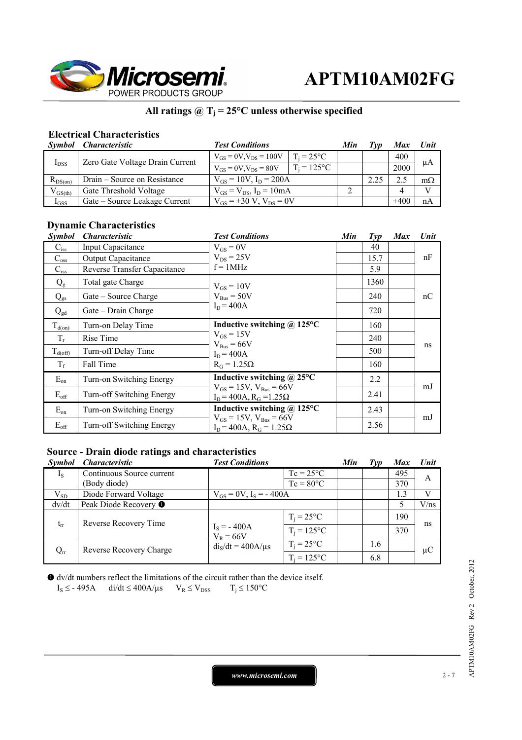**All ratings @ $T_j$ = 25°C unless otherwise specified**

### Electrical Characteristics

| Symbol | Characteristic | Test Conditions | | Min | Typ | Max | Unit |
|---|---|---|---|---|---|---|---|
| $I_{DSS}$ | Zero Gate Voltage Drain Current | $V_{GS}$ = 0V, $V_{DS}$ = 100V | $T_j$ = 25°C | | | 400 | µA |
| | | $V_{GS}$ = 0V, $V_{DS}$ = 80V | $T_j$ = 125°C | | | 2000 | |
| $R_{DS(on)}$ | Drain – Source on Resistance | $V_{GS}$ = 10V, $I_D$ = 200A | | | 2.25 | 2.5 | mΩ |
| $V_{GS(th)}$ | Gate Threshold Voltage | $V_{GS}$ = $V_{DS}$, $I_D$ = 10mA | | 2 | | 4 | V |
| $I_{GSS}$ | Gate – Source Leakage Current | $V_{GS}$ = ±30 V, $V_{DS}$ = 0V | | | | ±400 | nA |

### Dynamic Characteristics

| Symbol | Characteristic | Test Conditions | Min | Typ | Max | Unit |
|---|---|---|---|---|---|---|
| $C_{iss}$ | Input Capacitance | $V_{GS}$ = 0V<br>$V_{DS}$ = 25V<br>f = 1MHz | | 40 | | nF |
| $C_{oss}$ | Output Capacitance | | | 15.7 | | |
| $C_{rss}$ | Reverse Transfer Capacitance | | | 5.9 | | |
| $Q_g$ | Total gate Charge | $V_{GS}$ = 10V<br>$V_{Bus}$ = 50V<br>$I_D$ = 400A | | 1360 | | nC |
| $Q_{gs}$ | Gate – Source Charge | | | 240 | | |
| $Q_{gd}$ | Gate – Drain Charge | | | 720 | | |
| $T_{d(on)}$ | Turn-on Delay Time | **Inductive switching @ 125°C**<br>$V_{GS}$ = 15V<br>$V_{Bus}$ = 66V<br>$I_D$ = 400A<br>$R_G$ = 1.25Ω | | 160 | | ns |
| $T_r$ | Rise Time | | | 240 | | |
| $T_{d(off)}$ | Turn-off Delay Time | | | 500 | | |
| $T_f$ | Fall Time | | | 160 | | |
| $E_{on}$ | Turn-on Switching Energy | **Inductive switching @ 25°C**<br>$V_{GS}$ = 15V, $V_{Bus}$ = 66V<br>$I_D$ = 400A, $R_G$ = 1.25Ω | | 2.2 | | mJ |
| $E_{off}$ | Turn-off Switching Energy | | | 2.41 | | |
| $E_{on}$ | Turn-on Switching Energy | **Inductive switching @ 125°C**<br>$V_{GS}$ = 15V, $V_{Bus}$ = 66V<br>$I_D$ = 400A, $R_G$ = 1.25Ω | | 2.43 | | mJ |
| $E_{off}$ | Turn-off Switching Energy | | | 2.56 | | |

### Source - Drain diode ratings and characteristics

| Symbol | Characteristic | Test Conditions | | Min | Typ | Max | Unit |
|---|---|---|---|---|---|---|---|
| $I_S$ | Continuous Source current (Body diode) | | Tc = 25°C | | | 495 | A |
| | | | Tc = 80°C | | | 370 | |
| $V_{SD}$ | Diode Forward Voltage | $V_{GS}$ = 0V, $I_S$ = - 400A | | | | 1.3 | V |
| dv/dt | Peak Diode Recovery ❶ | | | | | 5 | V/ns |
| $t_{rr}$ | Reverse Recovery Time | $I_S$ = - 400A<br>$V_R$ = 66V<br>$di_S/dt$ = 400A/µs | $T_j$ = 25°C | | | 190 | ns |
| | | | $T_j$ = 125°C | | | 370 | |
| $Q_{rr}$ | Reverse Recovery Charge | | $T_j$ = 25°C | | 1.6 | | µC |
| | | | $T_j$ = 125°C | | 6.8 | | |

❶ dv/dt numbers reflect the limitations of the circuit rather than the device itself.
$I_S \leq$ - 495A  di/dt ≤ 400A/µs  $V_R \leq V_{DSS}$  $T_j \leq$ 150°C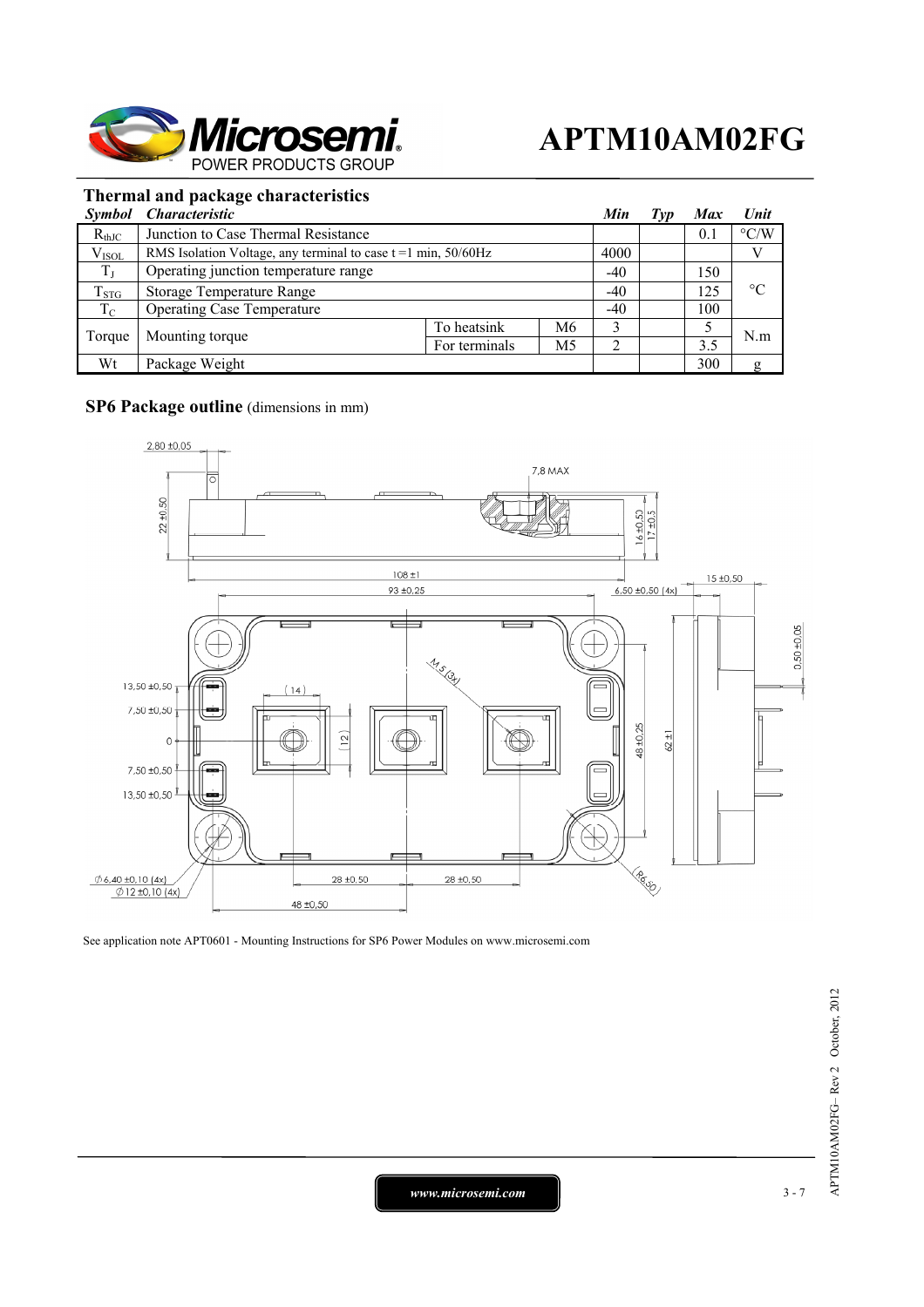## Thermal and package characteristics

| *Symbol* | *Characteristic* | | | *Min* | *Typ* | *Max* | *Unit* |
|---|---|---|---|---|---|---|---|
| $R_{thJC}$ | Junction to Case Thermal Resistance | | | | | 0.1 | °C/W |
| $V_{ISOL}$ | RMS Isolation Voltage, any terminal to case t =1 min, 50/60Hz | | | 4000 | | | V |
| $T_J$ | Operating junction temperature range | | | -40 | | 150 | °C |
| $T_{STG}$ | Storage Temperature Range | | | -40 | | 125 | |
| $T_C$ | Operating Case Temperature | | | -40 | | 100 | |
| Torque | Mounting torque | To heatsink | M6 | 3 | | 5 | N.m |
| | | For terminals | M5 | 2 | | 3.5 | |
| Wt | Package Weight | | | | | 300 | g |

## SP6 Package outline (dimensions in mm)

See application note APT0601 - Mounting Instructions for SP6 Power Modules on www.microsemi.com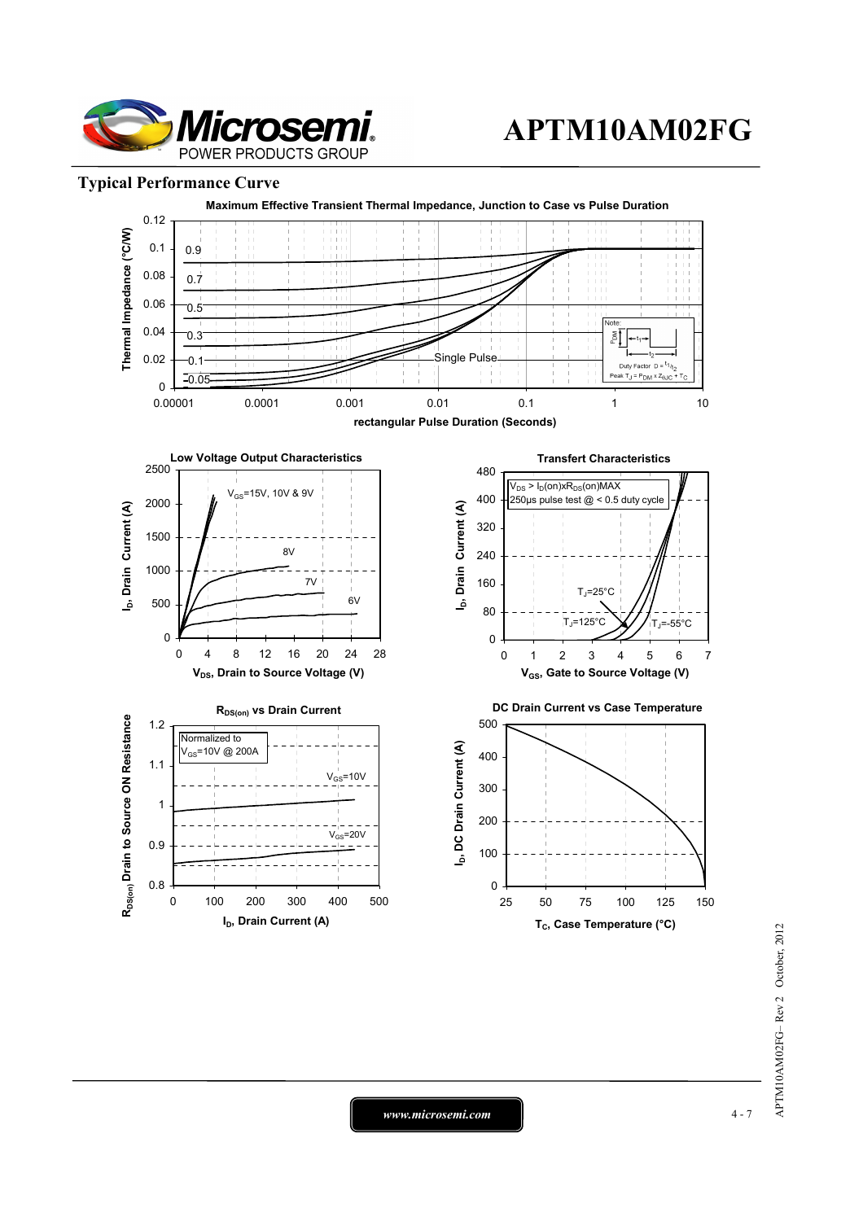## Typical Performance Curve

**Maximum Effective Transient Thermal Impedance, Junction to Case vs Pulse Duration**

Thermal Impedance (°C/W) vs rectangular Pulse Duration (Seconds)

Curves: 0.9, 0.7, 0.5, 0.3, 0.1, 0.05, Single Pulse

Note: Duty Factor $D = t_1/t_2$; Peak $T_J = P_{DM} \times Z_{thJC} + T_C$

**Low Voltage Output Characteristics**

$I_D$, Drain Current (A) vs $V_{DS}$, Drain to Source Voltage (V)

Curves: $V_{GS}$=15V, 10V & 9V; 8V; 7V; 6V

**Transfert Characteristics**

$I_D$, Drain Current (A) vs $V_{GS}$, Gate to Source Voltage (V)

$V_{DS} > I_D(on) x R_{DS}(on)MAX$
250µs pulse test @ < 0.5 duty cycle

Curves: $T_J$=25°C, $T_J$=125°C, $T_J$=-55°C

**$R_{DS(on)}$ vs Drain Current**

$R_{DS(on)}$ Drain to Source ON Resistance vs $I_D$, Drain Current (A)

Normalized to $V_{GS}$=10V @ 200A

Curves: $V_{GS}$=10V, $V_{GS}$=20V

**DC Drain Current vs Case Temperature**

$I_D$, DC Drain Current (A) vs $T_C$, Case Temperature (°C)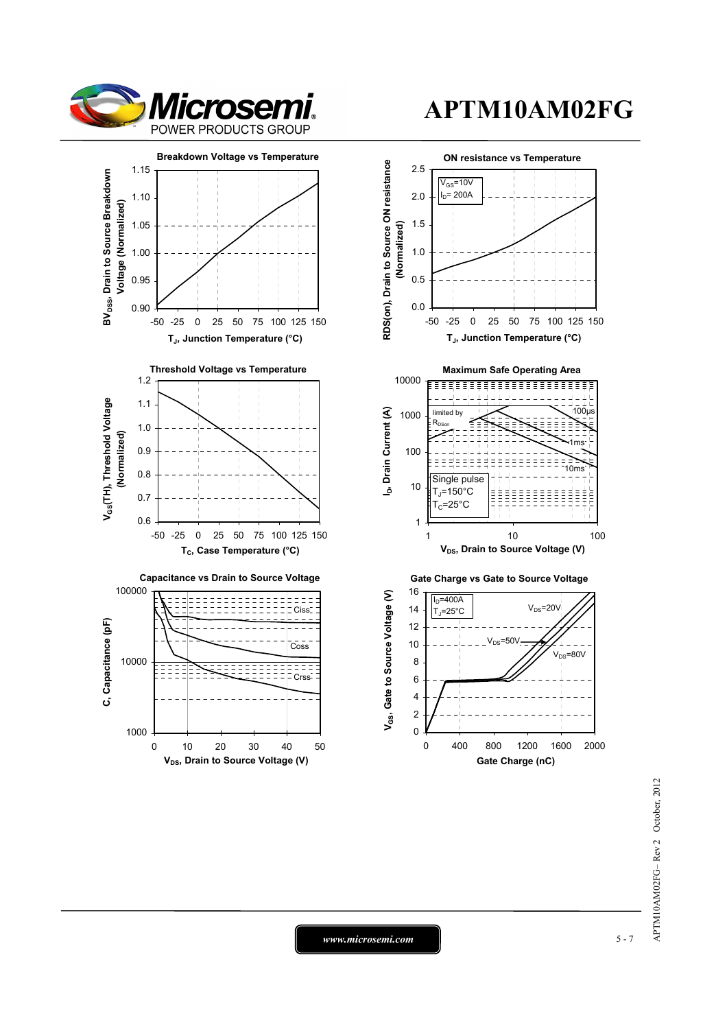# APTM10AM02FG

**Breakdown Voltage vs Temperature**

$BV_{DSS}$, Drain to Source Breakdown Voltage (Normalized)

Y axis: 0.90, 0.95, 1.00, 1.05, 1.10, 1.15

X axis: -50, -25, 0, 25, 50, 75, 100, 125, 150

$T_J$, Junction Temperature (°C)

**ON resistance vs Temperature**

RDS(on), Drain to Source ON resistance (Normalized)

$V_{GS}$=10V

$I_D$= 200A

Y axis: 0.0, 0.5, 1.0, 1.5, 2.0, 2.5

X axis: -50, -25, 0, 25, 50, 75, 100, 125, 150

$T_J$, Junction Temperature (°C)

**Threshold Voltage vs Temperature**

$V_{GS}$(TH), Threshold Voltage (Normalized)

Y axis: 0.6, 0.7, 0.8, 0.9, 1.0, 1.1, 1.2

X axis: -50, -25, 0, 25, 50, 75, 100, 125, 150

$T_C$, Case Temperature (°C)

**Maximum Safe Operating Area**

$I_D$, Drain Current (A)

limited by $R_{DSon}$

100µs

1ms

10ms

Single pulse

$T_J$=150°C

$T_C$=25°C

Y axis: 1, 10, 100, 1000, 10000

X axis: 1, 10, 100

$V_{DS}$, Drain to Source Voltage (V)

**Capacitance vs Drain to Source Voltage**

C, Capacitance (pF)

Ciss

Coss

Crss

Y axis: 1000, 10000, 100000

X axis: 0, 10, 20, 30, 40, 50

$V_{DS}$, Drain to Source Voltage (V)

**Gate Charge vs Gate to Source Voltage**

$V_{GS}$, Gate to Source Voltage (V)

$I_D$=400A

$T_J$=25°C

$V_{DS}$=20V

$V_{DS}$=50V

$V_{DS}$=80V

Y axis: 0, 2, 4, 6, 8, 10, 12, 14, 16

X axis: 0, 400, 800, 1200, 1600, 2000

Gate Charge (nC)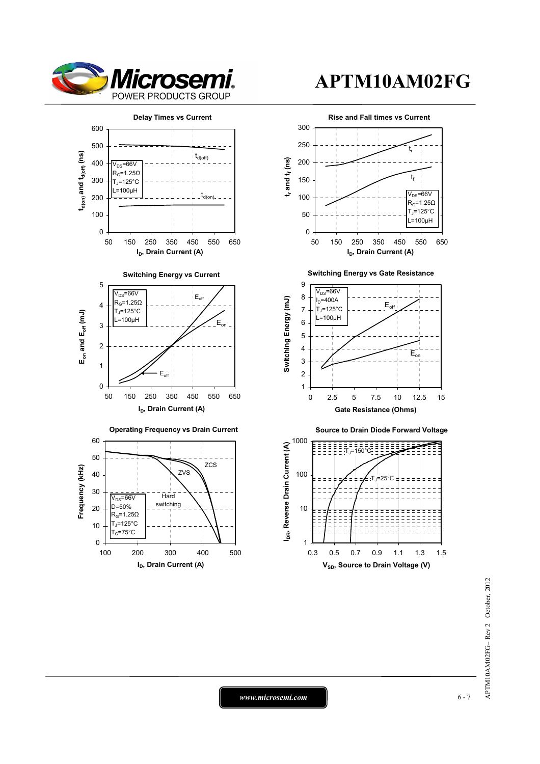# APTM10AM02FG

### Delay Times vs Current

$V_{DS}$=66V
$R_G$=1.25Ω
$T_J$=125°C
L=100µH

$t_{d(off)}$, $t_{d(on)}$

$t_{d(on)}$ and $t_{d(off)}$ (ns) vs $I_D$, Drain Current (A)

### Rise and Fall times vs Current

$V_{DS}$=66V
$R_G$=1.25Ω
$T_J$=125°C
L=100µH

$t_r$, $t_f$

$t_r$ and $t_f$ (ns) vs $I_D$, Drain Current (A)

### Switching Energy vs Current

$V_{DS}$=66V
$R_G$=1.25Ω
$T_J$=125°C
L=100µH

$E_{off}$, $E_{on}$

$E_{on}$ and $E_{off}$ (mJ) vs $I_D$, Drain Current (A)

### Switching Energy vs Gate Resistance

$V_{DS}$=66V
$I_D$=400A
$T_J$=125°C
L=100µH

$E_{off}$, $E_{on}$

Switching Energy (mJ) vs Gate Resistance (Ohms)

### Operating Frequency vs Drain Current

$V_{DS}$=66V
D=50%
$R_G$=1.25Ω
$T_J$=125°C
$T_C$=75°C

ZCS, ZVS, Hard switching

Frequency (kHz) vs $I_D$, Drain Current (A)

### Source to Drain Diode Forward Voltage

$T_J$=150°C
$T_J$=25°C

$I_{DR}$, Reverse Drain Current (A) vs $V_{SD}$, Source to Drain Voltage (V)

www.microsemi.com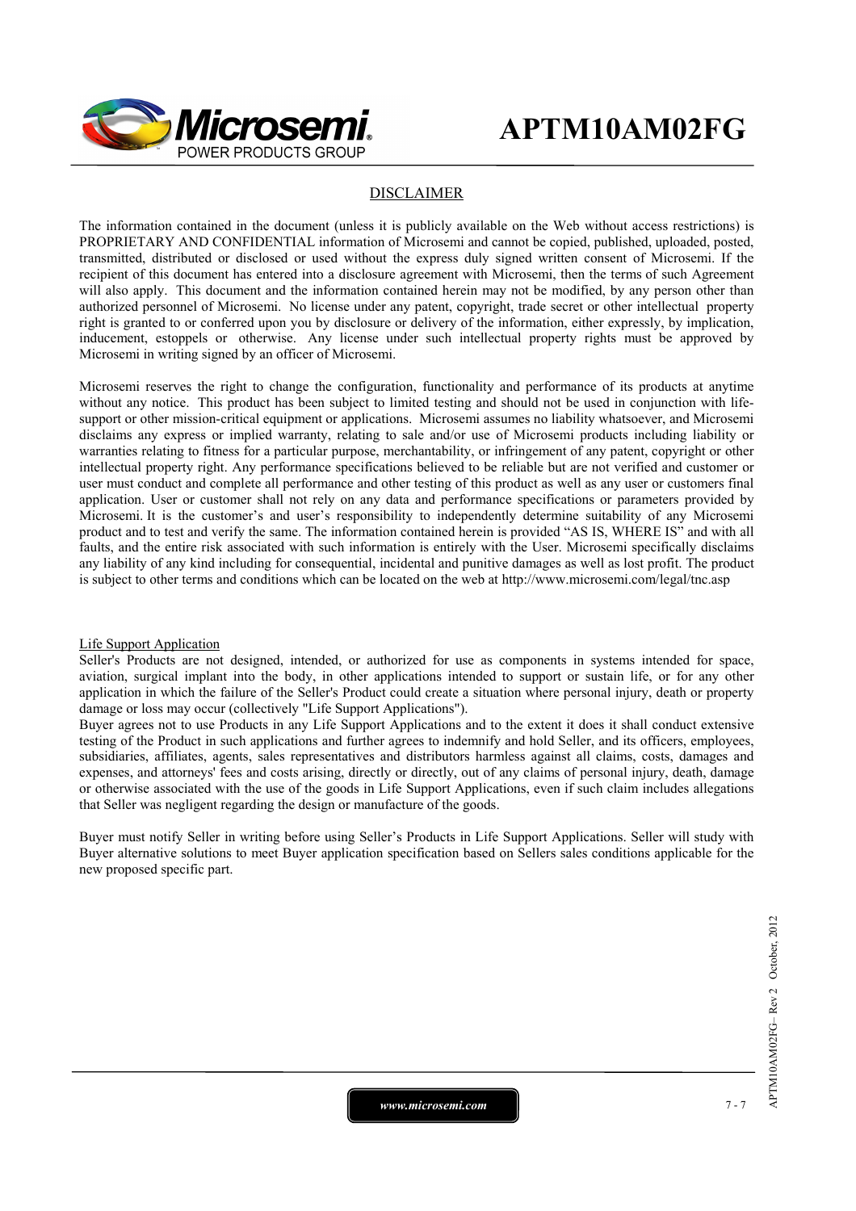## DISCLAIMER

The information contained in the document (unless it is publicly available on the Web without access restrictions) is PROPRIETARY AND CONFIDENTIAL information of Microsemi and cannot be copied, published, uploaded, posted, transmitted, distributed or disclosed or used without the express duly signed written consent of Microsemi. If the recipient of this document has entered into a disclosure agreement with Microsemi, then the terms of such Agreement will also apply. This document and the information contained herein may not be modified, by any person other than authorized personnel of Microsemi. No license under any patent, copyright, trade secret or other intellectual property right is granted to or conferred upon you by disclosure or delivery of the information, either expressly, by implication, inducement, estoppels or otherwise. Any license under such intellectual property rights must be approved by Microsemi in writing signed by an officer of Microsemi.

Microsemi reserves the right to change the configuration, functionality and performance of its products at anytime without any notice. This product has been subject to limited testing and should not be used in conjunction with life-support or other mission-critical equipment or applications. Microsemi assumes no liability whatsoever, and Microsemi disclaims any express or implied warranty, relating to sale and/or use of Microsemi products including liability or warranties relating to fitness for a particular purpose, merchantability, or infringement of any patent, copyright or other intellectual property right. Any performance specifications believed to be reliable but are not verified and customer or user must conduct and complete all performance and other testing of this product as well as any user or customers final application. User or customer shall not rely on any data and performance specifications or parameters provided by Microsemi. It is the customer's and user's responsibility to independently determine suitability of any Microsemi product and to test and verify the same. The information contained herein is provided "AS IS, WHERE IS" and with all faults, and the entire risk associated with such information is entirely with the User. Microsemi specifically disclaims any liability of any kind including for consequential, incidental and punitive damages as well as lost profit. The product is subject to other terms and conditions which can be located on the web at http://www.microsemi.com/legal/tnc.asp

### Life Support Application

Seller's Products are not designed, intended, or authorized for use as components in systems intended for space, aviation, surgical implant into the body, in other applications intended to support or sustain life, or for any other application in which the failure of the Seller's Product could create a situation where personal injury, death or property damage or loss may occur (collectively "Life Support Applications").

Buyer agrees not to use Products in any Life Support Applications and to the extent it does it shall conduct extensive testing of the Product in such applications and further agrees to indemnify and hold Seller, and its officers, employees, subsidiaries, affiliates, agents, sales representatives and distributors harmless against all claims, costs, damages and expenses, and attorneys' fees and costs arising, directly or directly, out of any claims of personal injury, death, damage or otherwise associated with the use of the goods in Life Support Applications, even if such claim includes allegations that Seller was negligent regarding the design or manufacture of the goods.

Buyer must notify Seller in writing before using Seller's Products in Life Support Applications. Seller will study with Buyer alternative solutions to meet Buyer application specification based on Sellers sales conditions applicable for the new proposed specific part.